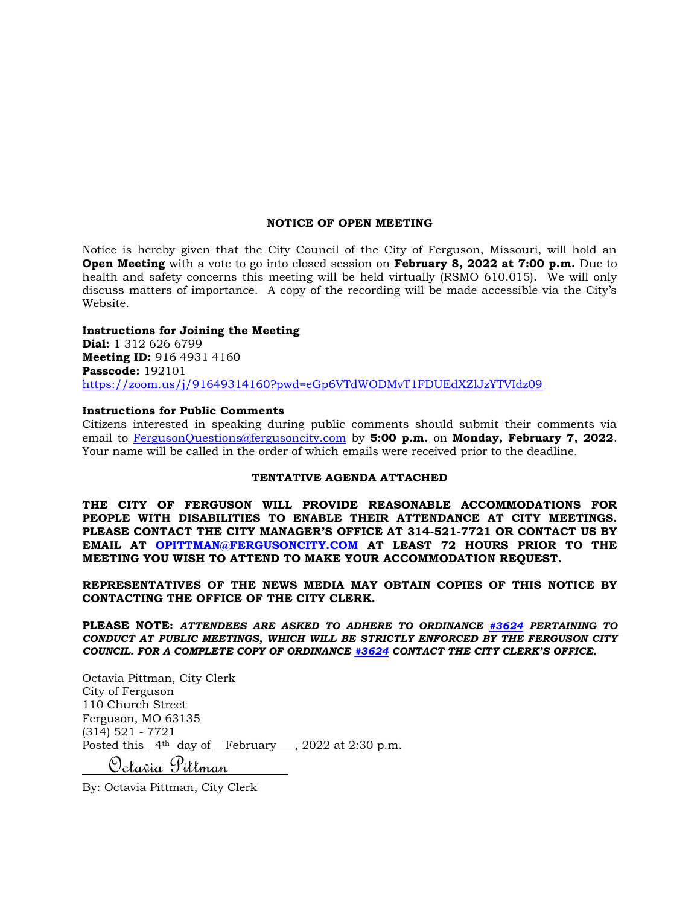**NOTICE OF OPEN MEETING**

Notice is hereby given that the City Council of the City of Ferguson, Missouri, will hold an **Open Meeting** with a vote to go into closed session on **February 8, 2022 at 7:00 p.m.** Due to health and safety concerns this meeting will be held virtually (RSMO 610.015). We will only discuss matters of importance. A copy of the recording will be made accessible via the City's Website.

**Instructions for Joining the Meeting**
**Dial:** 1 312 626 6799
**Meeting ID:** 916 4931 4160
**Passcode:** 192101
https://zoom.us/j/91649314160?pwd=eGp6VTdWODMvT1FDUEdXZlJzYTVIdz09

**Instructions for Public Comments**
Citizens interested in speaking during public comments should submit their comments via email to FergusonQuestions@fergusoncity.com by **5:00 p.m.** on **Monday, February 7, 2022**. Your name will be called in the order of which emails were received prior to the deadline.

**TENTATIVE AGENDA ATTACHED**

**THE CITY OF FERGUSON WILL PROVIDE REASONABLE ACCOMMODATIONS FOR PEOPLE WITH DISABILITIES TO ENABLE THEIR ATTENDANCE AT CITY MEETINGS. PLEASE CONTACT THE CITY MANAGER'S OFFICE AT 314-521-7721 OR CONTACT US BY EMAIL AT OPITTMAN@FERGUSONCITY.COM AT LEAST 72 HOURS PRIOR TO THE MEETING YOU WISH TO ATTEND TO MAKE YOUR ACCOMMODATION REQUEST.**

**REPRESENTATIVES OF THE NEWS MEDIA MAY OBTAIN COPIES OF THIS NOTICE BY CONTACTING THE OFFICE OF THE CITY CLERK.**

**PLEASE NOTE:** ***ATTENDEES ARE ASKED TO ADHERE TO ORDINANCE #3624 PERTAINING TO CONDUCT AT PUBLIC MEETINGS, WHICH WILL BE STRICTLY ENFORCED BY THE FERGUSON CITY COUNCIL. FOR A COMPLETE COPY OF ORDINANCE #3624 CONTACT THE CITY CLERK'S OFFICE.***

Octavia Pittman, City Clerk
City of Ferguson
110 Church Street
Ferguson, MO 63135
(314) 521 - 7721
Posted this 4th day of February, 2022 at 2:30 p.m.

Octavia Pittman

By: Octavia Pittman, City Clerk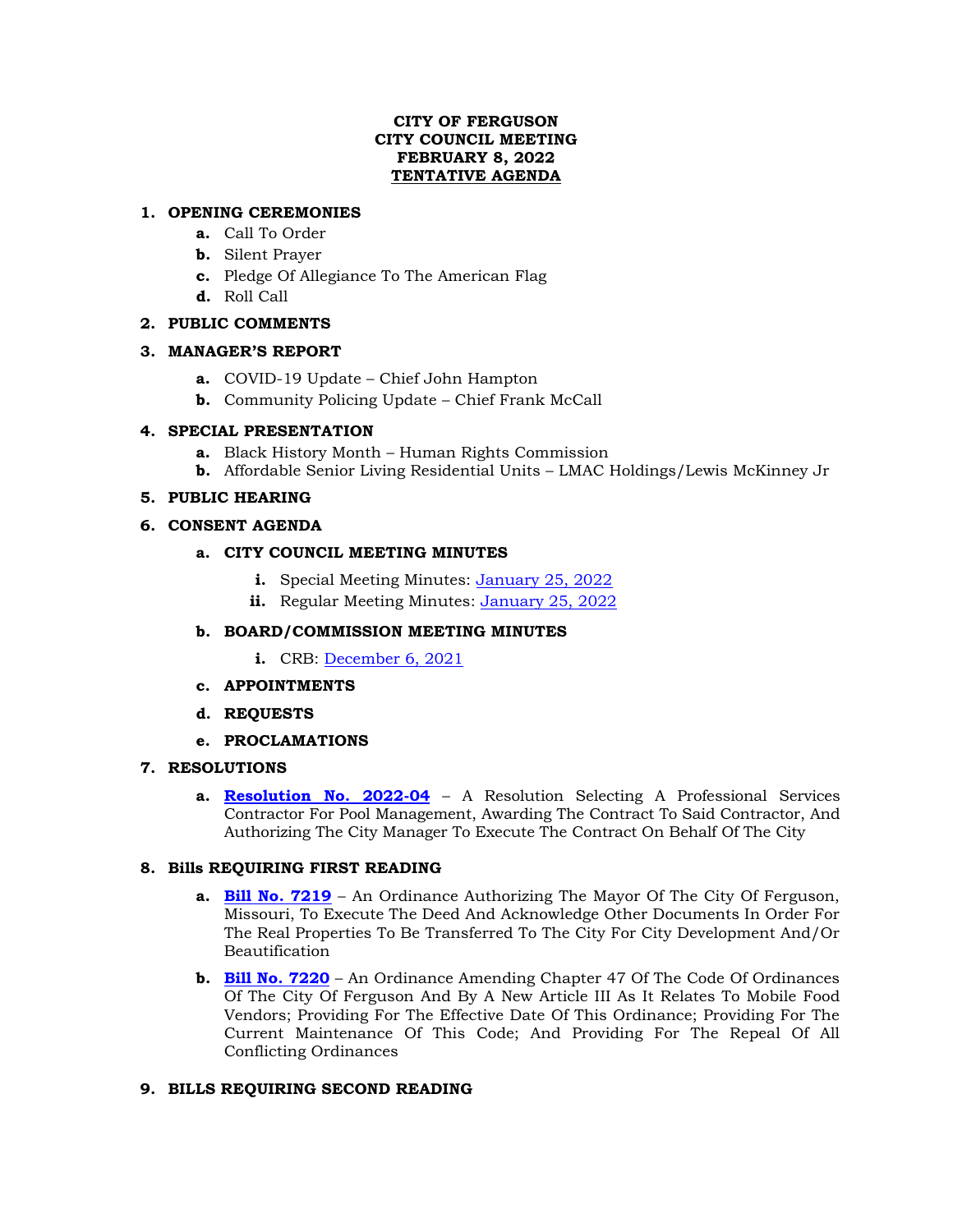**CITY OF FERGUSON**
**CITY COUNCIL MEETING**
**FEBRUARY 8, 2022**
**TENTATIVE AGENDA**

1. **OPENING CEREMONIES**
   - **a.** Call To Order
   - **b.** Silent Prayer
   - **c.** Pledge Of Allegiance To The American Flag
   - **d.** Roll Call

2. **PUBLIC COMMENTS**

3. **MANAGER'S REPORT**
   - **a.** COVID-19 Update – Chief John Hampton
   - **b.** Community Policing Update – Chief Frank McCall

4. **SPECIAL PRESENTATION**
   - **a.** Black History Month – Human Rights Commission
   - **b.** Affordable Senior Living Residential Units – LMAC Holdings/Lewis McKinney Jr

5. **PUBLIC HEARING**

6. **CONSENT AGENDA**
   - **a. CITY COUNCIL MEETING MINUTES**
     - **i.** Special Meeting Minutes: January 25, 2022
     - **ii.** Regular Meeting Minutes: January 25, 2022
   - **b. BOARD/COMMISSION MEETING MINUTES**
     - **i.** CRB: December 6, 2021
   - **c. APPOINTMENTS**
   - **d. REQUESTS**
   - **e. PROCLAMATIONS**

7. **RESOLUTIONS**
   - **a. Resolution No. 2022-04** – A Resolution Selecting A Professional Services Contractor For Pool Management, Awarding The Contract To Said Contractor, And Authorizing The City Manager To Execute The Contract On Behalf Of The City

8. **Bills REQUIRING FIRST READING**
   - **a. Bill No. 7219** – An Ordinance Authorizing The Mayor Of The City Of Ferguson, Missouri, To Execute The Deed And Acknowledge Other Documents In Order For The Real Properties To Be Transferred To The City For City Development And/Or Beautification
   - **b. Bill No. 7220** – An Ordinance Amending Chapter 47 Of The Code Of Ordinances Of The City Of Ferguson And By A New Article III As It Relates To Mobile Food Vendors; Providing For The Effective Date Of This Ordinance; Providing For The Current Maintenance Of This Code; And Providing For The Repeal Of All Conflicting Ordinances

9. **BILLS REQUIRING SECOND READING**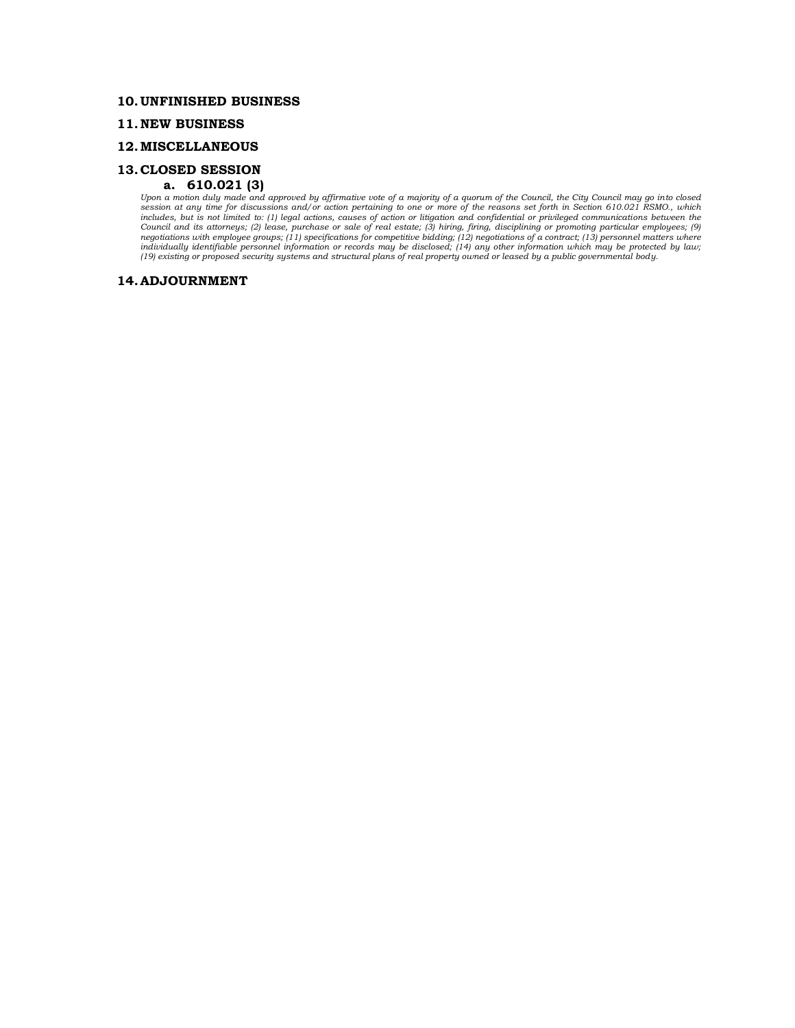## 10. UNFINISHED BUSINESS

## 11. NEW BUSINESS

## 12. MISCELLANEOUS

## 13. CLOSED SESSION

### a. 610.021 (3)

*Upon a motion duly made and approved by affirmative vote of a majority of a quorum of the Council, the City Council may go into closed session at any time for discussions and/or action pertaining to one or more of the reasons set forth in Section 610.021 RSMO., which includes, but is not limited to: (1) legal actions, causes of action or litigation and confidential or privileged communications between the Council and its attorneys; (2) lease, purchase or sale of real estate; (3) hiring, firing, disciplining or promoting particular employees; (9) negotiations with employee groups; (11) specifications for competitive bidding; (12) negotiations of a contract; (13) personnel matters where individually identifiable personnel information or records may be disclosed; (14) any other information which may be protected by law; (19) existing or proposed security systems and structural plans of real property owned or leased by a public governmental body.*

## 14. ADJOURNMENT